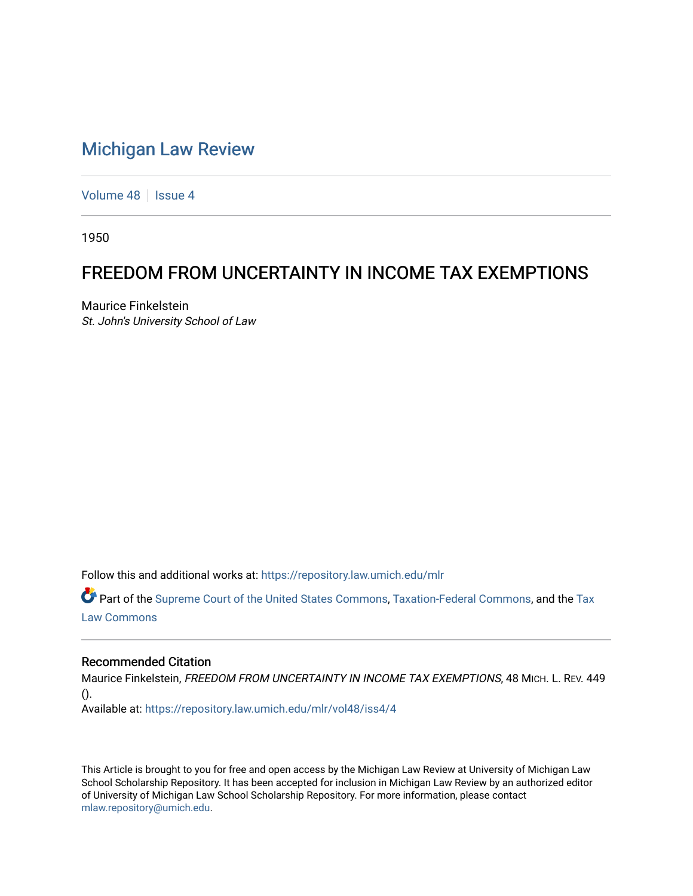# Michigan Law Review

Volume 48 | Issue 4

1950

## FREEDOM FROM UNCERTAINTY IN INCOME TAX EXEMPTIONS

Maurice Finkelstein
*St. John's University School of Law*

Follow this and additional works at: https://repository.law.umich.edu/mlr

Part of the Supreme Court of the United States Commons, Taxation-Federal Commons, and the Tax Law Commons

### Recommended Citation

Maurice Finkelstein, *FREEDOM FROM UNCERTAINTY IN INCOME TAX EXEMPTIONS*, 48 MICH. L. REV. 449 ().
Available at: https://repository.law.umich.edu/mlr/vol48/iss4/4

This Article is brought to you for free and open access by the Michigan Law Review at University of Michigan Law School Scholarship Repository. It has been accepted for inclusion in Michigan Law Review by an authorized editor of University of Michigan Law School Scholarship Repository. For more information, please contact mlaw.repository@umich.edu.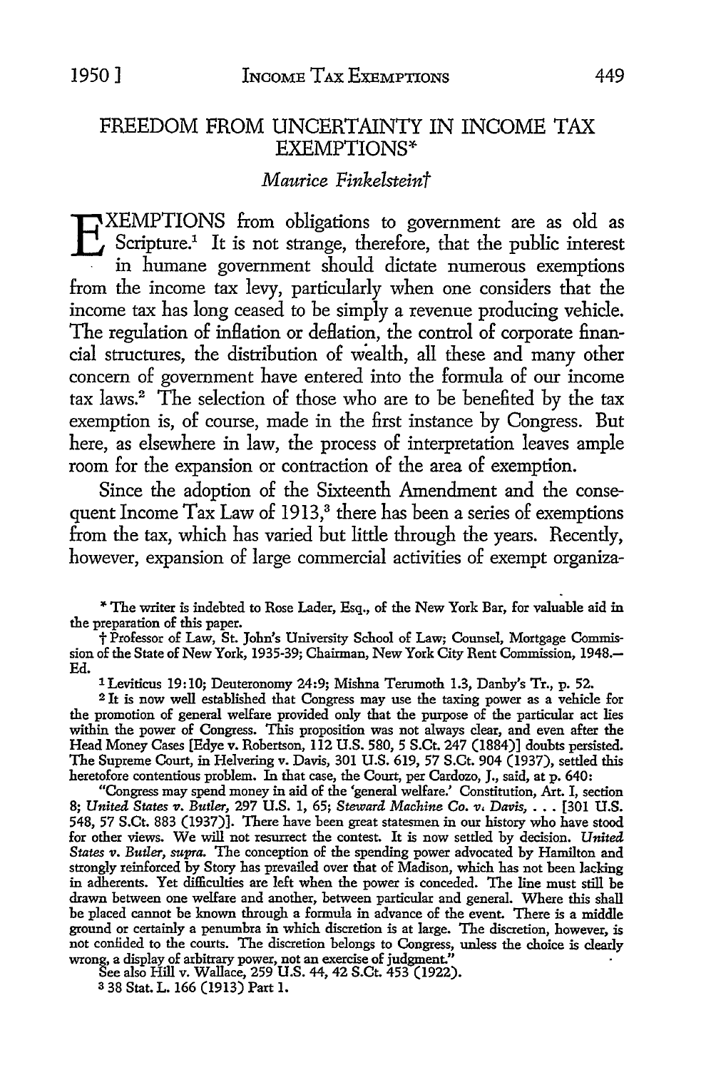# FREEDOM FROM UNCERTAINTY IN INCOME TAX EXEMPTIONS*

*Maurice Finkelstein*†

EXEMPTIONS from obligations to government are as old as Scripture.[1] It is not strange, therefore, that the public interest in humane government should dictate numerous exemptions from the income tax levy, particularly when one considers that the income tax has long ceased to be simply a revenue producing vehicle. The regulation of inflation or deflation, the control of corporate financial structures, the distribution of wealth, all these and many other concern of government have entered into the formula of our income tax laws.[2] The selection of those who are to be benefited by the tax exemption is, of course, made in the first instance by Congress. But here, as elsewhere in law, the process of interpretation leaves ample room for the expansion or contraction of the area of exemption.

Since the adoption of the Sixteenth Amendment and the consequent Income Tax Law of 1913,[3] there has been a series of exemptions from the tax, which has varied but little through the years. Recently, however, expansion of large commercial activities of exempt organiza-

---

\* The writer is indebted to Rose Lader, Esq., of the New York Bar, for valuable aid in the preparation of this paper.

† Professor of Law, St. John's University School of Law; Counsel, Mortgage Commission of the State of New York, 1935-39; Chairman, New York City Rent Commission, 1948.—Ed.

[1] Leviticus 19:10; Deuteronomy 24:9; Mishna Terumoth 1.3, Danby's Tr., p. 52.

[2] It is now well established that Congress may use the taxing power as a vehicle for the promotion of general welfare provided only that the purpose of the particular act lies within the power of Congress. This proposition was not always clear, and even after the Head Money Cases [Edye v. Robertson, 112 U.S. 580, 5 S.Ct. 247 (1884)] doubts persisted. The Supreme Court, in Helvering v. Davis, 301 U.S. 619, 57 S.Ct. 904 (1937), settled this heretofore contentious problem. In that case, the Court, per Cardozo, J., said, at p. 640:

"Congress may spend money in aid of the 'general welfare.' Constitution, Art. I, section 8; *United States v. Butler,* 297 U.S. 1, 65; *Steward Machine Co. v. Davis,* . . . [301 U.S. 548, 57 S.Ct. 883 (1937)]. There have been great statesmen in our history who have stood for other views. We will not resurrect the contest. It is now settled by decision. *United States v. Butler, supra.* The conception of the spending power advocated by Hamilton and strongly reinforced by Story has prevailed over that of Madison, which has not been lacking in adherents. Yet difficulties are left when the power is conceded. The line must still be drawn between one welfare and another, between particular and general. Where this shall be placed cannot be known through a formula in advance of the event. There is a middle ground or certainly a penumbra in which discretion is at large. The discretion, however, is not confided to the courts. The discretion belongs to Congress, unless the choice is clearly wrong, a display of arbitrary power, not an exercise of judgment."

See also Hill v. Wallace, 259 U.S. 44, 42 S.Ct. 453 (1922).

[3] 38 Stat. L. 166 (1913) Part 1.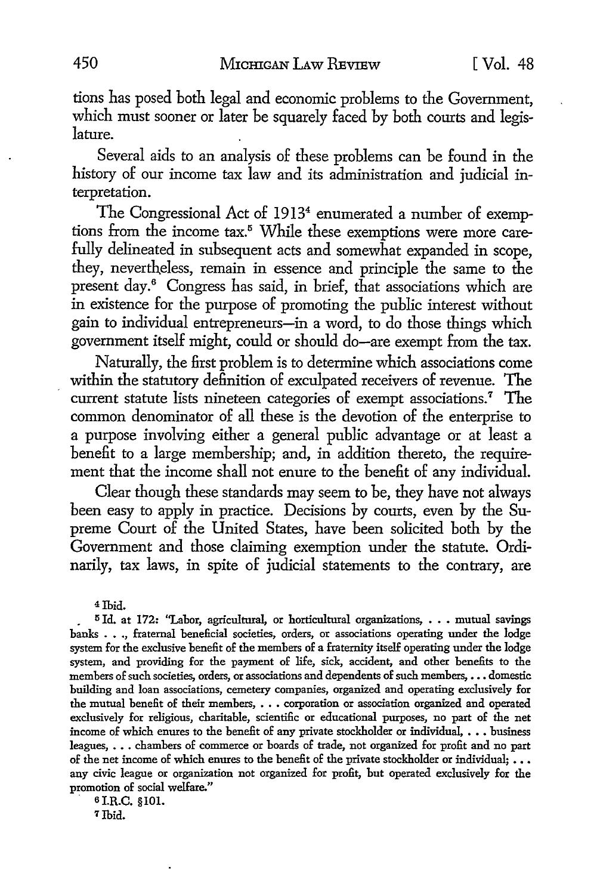tions has posed both legal and economic problems to the Government, which must sooner or later be squarely faced by both courts and legislature.

Several aids to an analysis of these problems can be found in the history of our income tax law and its administration and judicial interpretation.

The Congressional Act of 1913[4] enumerated a number of exemptions from the income tax.[5] While these exemptions were more carefully delineated in subsequent acts and somewhat expanded in scope, they, nevertheless, remain in essence and principle the same to the present day.[6] Congress has said, in brief, that associations which are in existence for the purpose of promoting the public interest without gain to individual entrepreneurs—in a word, to do those things which government itself might, could or should do—are exempt from the tax.

Naturally, the first problem is to determine which associations come within the statutory definition of exculpated receivers of revenue. The current statute lists nineteen categories of exempt associations.[7] The common denominator of all these is the devotion of the enterprise to a purpose involving either a general public advantage or at least a benefit to a large membership; and, in addition thereto, the requirement that the income shall not enure to the benefit of any individual.

Clear though these standards may seem to be, they have not always been easy to apply in practice. Decisions by courts, even by the Supreme Court of the United States, have been solicited both by the Government and those claiming exemption under the statute. Ordinarily, tax laws, in spite of judicial statements to the contrary, are

---

[4] Ibid.

[5] Id. at 172: "Labor, agricultural, or horticultural organizations, . . . mutual savings banks . . ., fraternal beneficial societies, orders, or associations operating under the lodge system for the exclusive benefit of the members of a fraternity itself operating under the lodge system, and providing for the payment of life, sick, accident, and other benefits to the members of such societies, orders, or associations and dependents of such members, . . . domestic building and loan associations, cemetery companies, organized and operating exclusively for the mutual benefit of their members, . . . corporation or association organized and operated exclusively for religious, charitable, scientific or educational purposes, no part of the net income of which enures to the benefit of any private stockholder or individual, . . . business leagues, . . . chambers of commerce or boards of trade, not organized for profit and no part of the net income of which enures to the benefit of the private stockholder or individual; . . . any civic league or organization not organized for profit, but operated exclusively for the promotion of social welfare."

[6] I.R.C. §101.

[7] Ibid.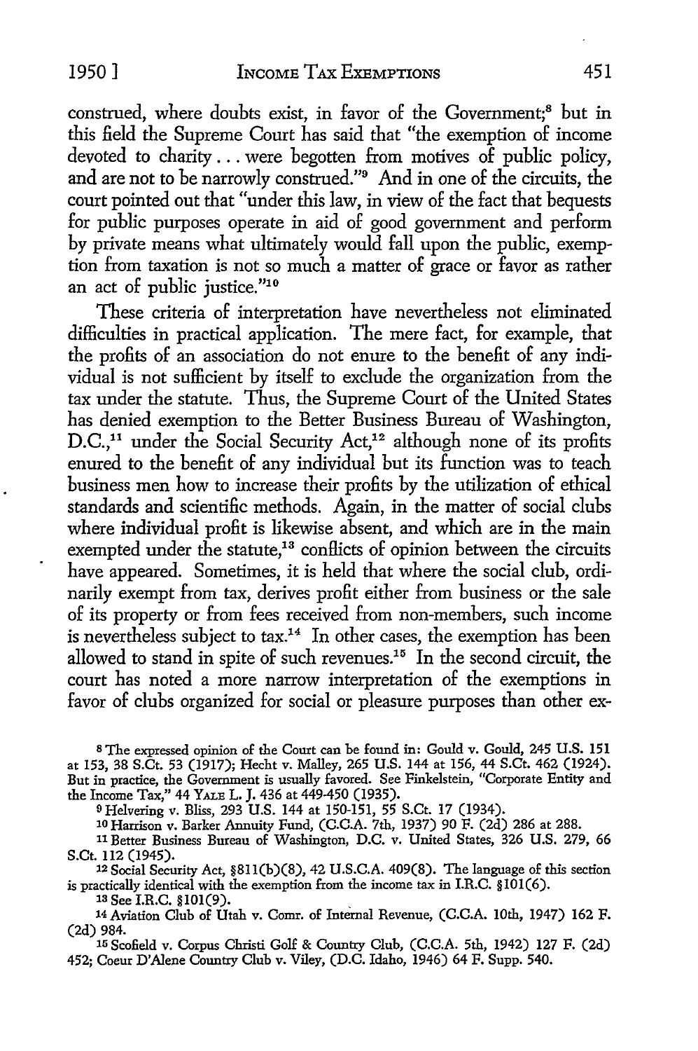construed, where doubts exist, in favor of the Government;[8] but in this field the Supreme Court has said that "the exemption of income devoted to charity . . . were begotten from motives of public policy, and are not to be narrowly construed."[9] And in one of the circuits, the court pointed out that "under this law, in view of the fact that bequests for public purposes operate in aid of good government and perform by private means what ultimately would fall upon the public, exemption from taxation is not so much a matter of grace or favor as rather an act of public justice."[10]

These criteria of interpretation have nevertheless not eliminated difficulties in practical application. The mere fact, for example, that the profits of an association do not enure to the benefit of any individual is not sufficient by itself to exclude the organization from the tax under the statute. Thus, the Supreme Court of the United States has denied exemption to the Better Business Bureau of Washington, D.C.,[11] under the Social Security Act,[12] although none of its profits enured to the benefit of any individual but its function was to teach business men how to increase their profits by the utilization of ethical standards and scientific methods. Again, in the matter of social clubs where individual profit is likewise absent, and which are in the main exempted under the statute,[13] conflicts of opinion between the circuits have appeared. Sometimes, it is held that where the social club, ordinarily exempt from tax, derives profit either from business or the sale of its property or from fees received from non-members, such income is nevertheless subject to tax.[14] In other cases, the exemption has been allowed to stand in spite of such revenues.[15] In the second circuit, the court has noted a more narrow interpretation of the exemptions in favor of clubs organized for social or pleasure purposes than other ex-

---

[8] The expressed opinion of the Court can be found in: Gould v. Gould, 245 U.S. 151 at 153, 38 S.Ct. 53 (1917); Hecht v. Malley, 265 U.S. 144 at 156, 44 S.Ct. 462 (1924). But in practice, the Government is usually favored. See Finkelstein, "Corporate Entity and the Income Tax," 44 YALE L. J. 436 at 449-450 (1935).

[9] Helvering v. Bliss, 293 U.S. 144 at 150-151, 55 S.Ct. 17 (1934).

[10] Harrison v. Barker Annuity Fund, (C.C.A. 7th, 1937) 90 F. (2d) 286 at 288.

[11] Better Business Bureau of Washington, D.C. v. United States, 326 U.S. 279, 66 S.Ct. 112 (1945).

[12] Social Security Act, §811(b)(8), 42 U.S.C.A. 409(8). The language of this section is practically identical with the exemption from the income tax in I.R.C. §101(6).

[13] See I.R.C. §101(9).

[14] Aviation Club of Utah v. Comr. of Internal Revenue, (C.C.A. 10th, 1947) 162 F. (2d) 984.

[15] Scofield v. Corpus Christi Golf & Country Club, (C.C.A. 5th, 1942) 127 F. (2d) 452; Coeur D'Alene Country Club v. Viley, (D.C. Idaho, 1946) 64 F. Supp. 540.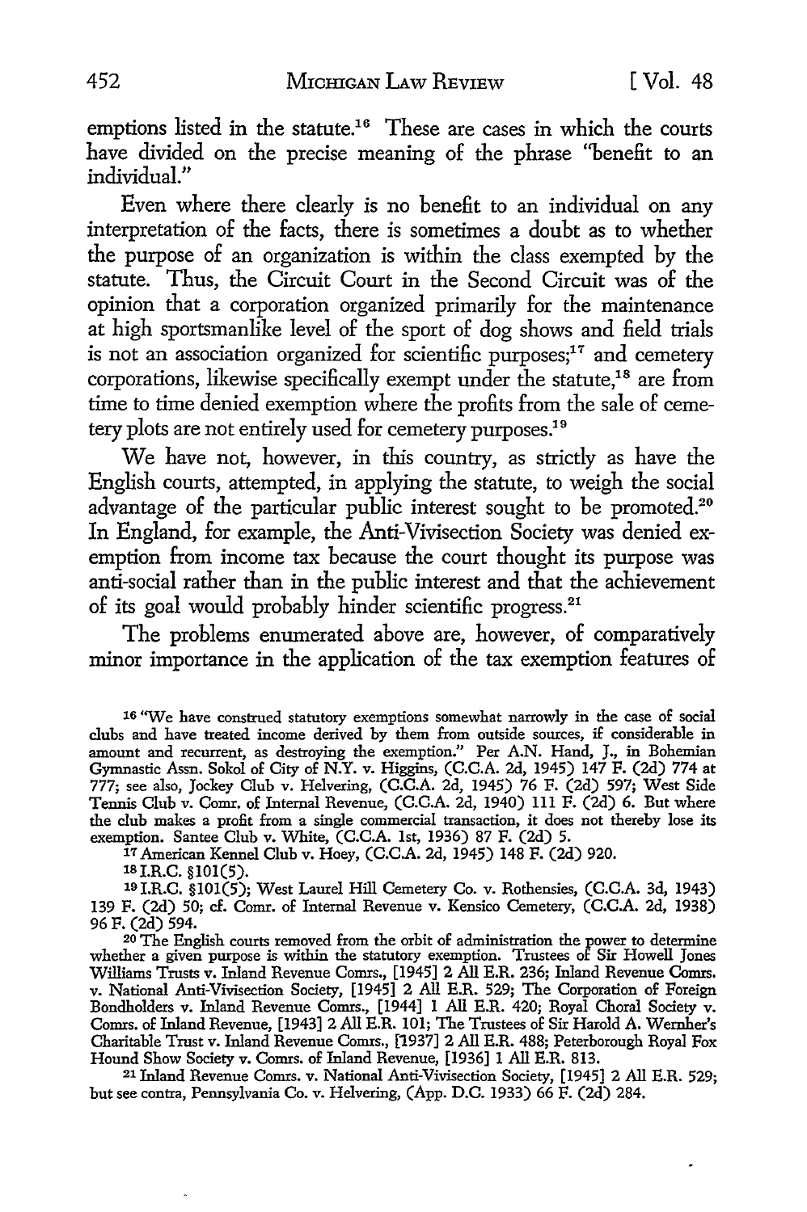emptions listed in the statute.[16] These are cases in which the courts have divided on the precise meaning of the phrase "benefit to an individual."

Even where there clearly is no benefit to an individual on any interpretation of the facts, there is sometimes a doubt as to whether the purpose of an organization is within the class exempted by the statute. Thus, the Circuit Court in the Second Circuit was of the opinion that a corporation organized primarily for the maintenance at high sportsmanlike level of the sport of dog shows and field trials is not an association organized for scientific purposes;[17] and cemetery corporations, likewise specifically exempt under the statute,[18] are from time to time denied exemption where the profits from the sale of cemetery plots are not entirely used for cemetery purposes.[19]

We have not, however, in this country, as strictly as have the English courts, attempted, in applying the statute, to weigh the social advantage of the particular public interest sought to be promoted.[20] In England, for example, the Anti-Vivisection Society was denied exemption from income tax because the court thought its purpose was anti-social rather than in the public interest and that the achievement of its goal would probably hinder scientific progress.[21]

The problems enumerated above are, however, of comparatively minor importance in the application of the tax exemption features of

---

[16] "We have construed statutory exemptions somewhat narrowly in the case of social clubs and have treated income derived by them from outside sources, if considerable in amount and recurrent, as destroying the exemption." Per A.N. Hand, J., in Bohemian Gymnastic Assn. Sokol of City of N.Y. v. Higgins, (C.C.A. 2d, 1945) 147 F. (2d) 774 at 777; see also, Jockey Club v. Helvering, (C.C.A. 2d, 1945) 76 F. (2d) 597; West Side Tennis Club v. Comr. of Internal Revenue, (C.C.A. 2d, 1940) 111 F. (2d) 6. But where the club makes a profit from a single commercial transaction, it does not thereby lose its exemption. Santee Club v. White, (C.C.A. 1st, 1936) 87 F. (2d) 5.

[17] American Kennel Club v. Hoey, (C.C.A. 2d, 1945) 148 F. (2d) 920.

[18] I.R.C. §101(5).

[19] I.R.C. §101(5); West Laurel Hill Cemetery Co. v. Rothensies, (C.C.A. 3d, 1943) 139 F. (2d) 50; cf. Comr. of Internal Revenue v. Kensico Cemetery, (C.C.A. 2d, 1938) 96 F. (2d) 594.

[20] The English courts removed from the orbit of administration the power to determine whether a given purpose is within the statutory exemption. Trustees of Sir Howell Jones Williams Trusts v. Inland Revenue Comrs., [1945] 2 All E.R. 236; Inland Revenue Comrs. v. National Anti-Vivisection Society, [1945] 2 All E.R. 529; The Corporation of Foreign Bondholders v. Inland Revenue Comrs., [1944] 1 All E.R. 420; Royal Choral Society v. Comrs. of Inland Revenue, [1943] 2 All E.R. 101; The Trustees of Sir Harold A. Wernher's Charitable Trust v. Inland Revenue Comrs., [1937] 2 All E.R. 488; Peterborough Royal Fox Hound Show Society v. Comrs. of Inland Revenue, [1936] 1 All E.R. 813.

[21] Inland Revenue Comrs. v. National Anti-Vivisection Society, [1945] 2 All E.R. 529; but see contra, Pennsylvania Co. v. Helvering, (App. D.C. 1933) 66 F. (2d) 284.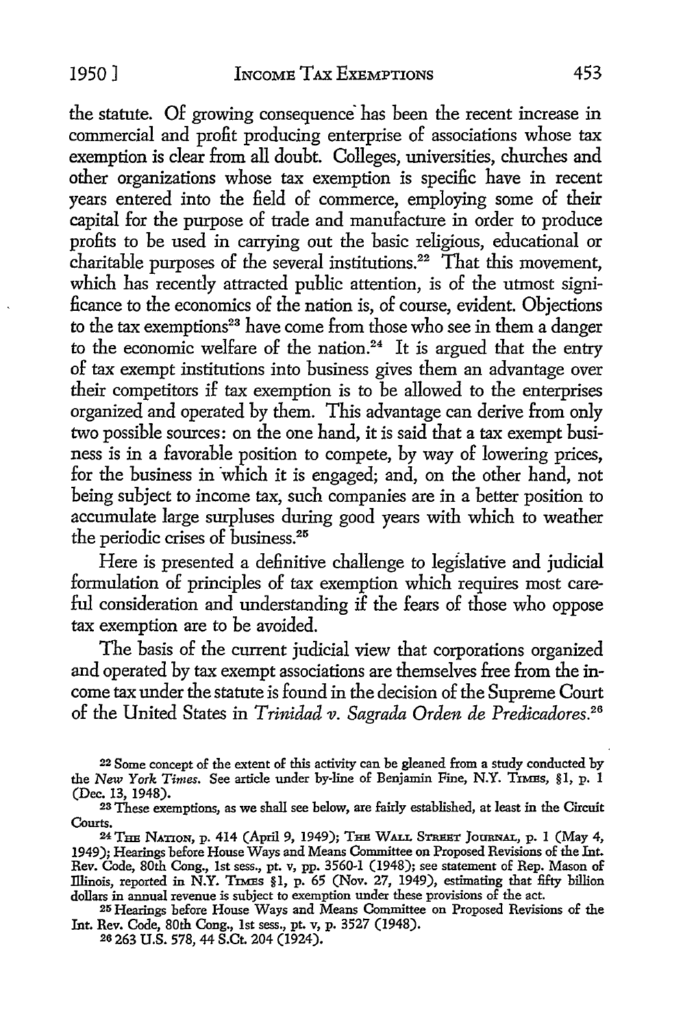the statute. Of growing consequence has been the recent increase in commercial and profit producing enterprise of associations whose tax exemption is clear from all doubt. Colleges, universities, churches and other organizations whose tax exemption is specific have in recent years entered into the field of commerce, employing some of their capital for the purpose of trade and manufacture in order to produce profits to be used in carrying out the basic religious, educational or charitable purposes of the several institutions.[22] That this movement, which has recently attracted public attention, is of the utmost significance to the economics of the nation is, of course, evident. Objections to the tax exemptions[23] have come from those who see in them a danger to the economic welfare of the nation.[24] It is argued that the entry of tax exempt institutions into business gives them an advantage over their competitors if tax exemption is to be allowed to the enterprises organized and operated by them. This advantage can derive from only two possible sources: on the one hand, it is said that a tax exempt business is in a favorable position to compete, by way of lowering prices, for the business in which it is engaged; and, on the other hand, not being subject to income tax, such companies are in a better position to accumulate large surpluses during good years with which to weather the periodic crises of business.[25]

Here is presented a definitive challenge to legislative and judicial formulation of principles of tax exemption which requires most careful consideration and understanding if the fears of those who oppose tax exemption are to be avoided.

The basis of the current judicial view that corporations organized and operated by tax exempt associations are themselves free from the income tax under the statute is found in the decision of the Supreme Court of the United States in *Trinidad v. Sagrada Orden de Predicadores*.[26]

---

[22] Some concept of the extent of this activity can be gleaned from a study conducted by the *New York Times*. See article under by-line of Benjamin Fine, N.Y. TIMES, §1, p. 1 (Dec. 13, 1948).

[23] These exemptions, as we shall see below, are fairly established, at least in the Circuit Courts.

[24] THE NATION, p. 414 (April 9, 1949); THE WALL STREET JOURNAL, p. 1 (May 4, 1949); Hearings before House Ways and Means Committee on Proposed Revisions of the Int. Rev. Code, 80th Cong., 1st sess., pt. v, pp. 3560-1 (1948); see statement of Rep. Mason of Illinois, reported in N.Y. TIMES §1, p. 65 (Nov. 27, 1949), estimating that fifty billion dollars in annual revenue is subject to exemption under these provisions of the act.

[25] Hearings before House Ways and Means Committee on Proposed Revisions of the Int. Rev. Code, 80th Cong., 1st sess., pt. v, p. 3527 (1948).

[26] 263 U.S. 578, 44 S.Ct. 204 (1924).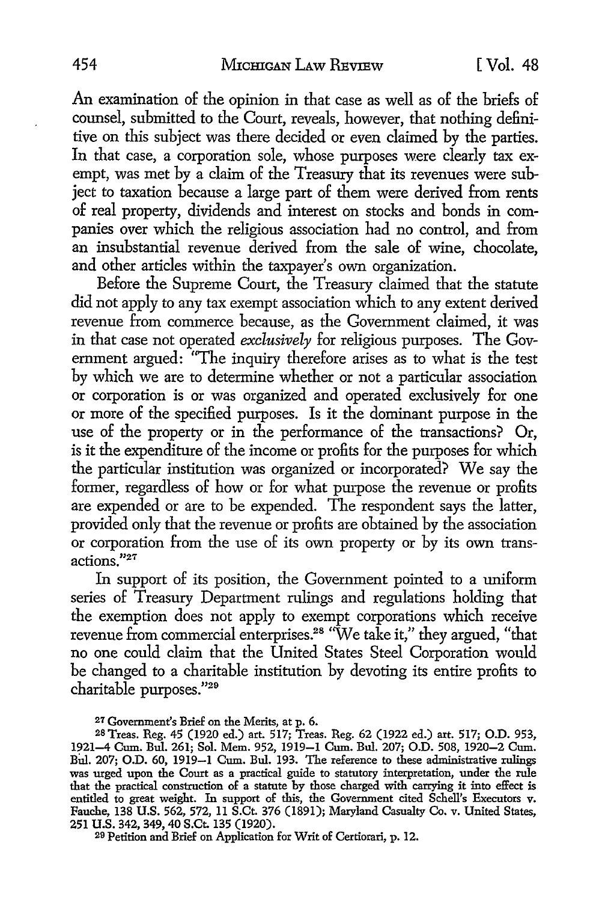An examination of the opinion in that case as well as of the briefs of counsel, submitted to the Court, reveals, however, that nothing definitive on this subject was there decided or even claimed by the parties. In that case, a corporation sole, whose purposes were clearly tax exempt, was met by a claim of the Treasury that its revenues were subject to taxation because a large part of them were derived from rents of real property, dividends and interest on stocks and bonds in companies over which the religious association had no control, and from an insubstantial revenue derived from the sale of wine, chocolate, and other articles within the taxpayer's own organization.

Before the Supreme Court, the Treasury claimed that the statute did not apply to any tax exempt association which to any extent derived revenue from commerce because, as the Government claimed, it was in that case not operated *exclusively* for religious purposes. The Government argued: "The inquiry therefore arises as to what is the test by which we are to determine whether or not a particular association or corporation is or was organized and operated exclusively for one or more of the specified purposes. Is it the dominant purpose in the use of the property or in the performance of the transactions? Or, is it the expenditure of the income or profits for the purposes for which the particular institution was organized or incorporated? We say the former, regardless of how or for what purpose the revenue or profits are expended or are to be expended. The respondent says the latter, provided only that the revenue or profits are obtained by the association or corporation from the use of its own property or by its own transactions."[27]

In support of its position, the Government pointed to a uniform series of Treasury Department rulings and regulations holding that the exemption does not apply to exempt corporations which receive revenue from commercial enterprises.[28] "We take it," they argued, "that no one could claim that the United States Steel Corporation would be changed to a charitable institution by devoting its entire profits to charitable purposes."[29]

---

[27] Government's Brief on the Merits, at p. 6.

[28] Treas. Reg. 45 (1920 ed.) art. 517; Treas. Reg. 62 (1922 ed.) art. 517; O.D. 953, 1921–4 Cum. Bul. 261; Sol. Mem. 952, 1919–1 Cum. Bul. 207; O.D. 508, 1920–2 Cum. Bul. 207; O.D. 60, 1919–1 Cum. Bul. 193. The reference to these administrative rulings was urged upon the Court as a practical guide to statutory interpretation, under the rule that the practical construction of a statute by those charged with carrying it into effect is entitled to great weight. In support of this, the Government cited Schell's Executors v. Fauche, 138 U.S. 562, 572, 11 S.Ct. 376 (1891); Maryland Casualty Co. v. United States, 251 U.S. 342, 349, 40 S.Ct. 135 (1920).

[29] Petition and Brief on Application for Writ of Certiorari, p. 12.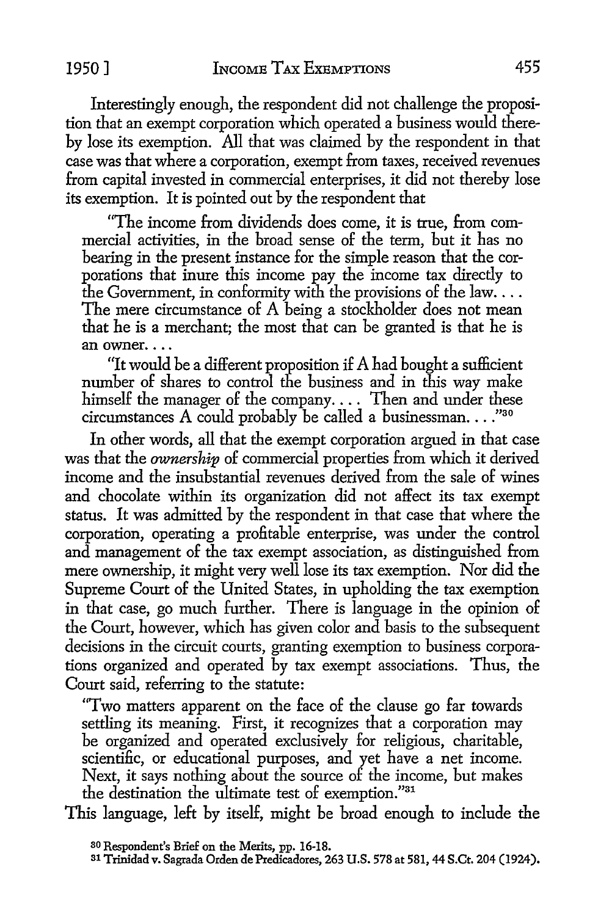Interestingly enough, the respondent did not challenge the proposition that an exempt corporation which operated a business would thereby lose its exemption. All that was claimed by the respondent in that case was that where a corporation, exempt from taxes, received revenues from capital invested in commercial enterprises, it did not thereby lose its exemption. It is pointed out by the respondent that

> "The income from dividends does come, it is true, from commercial activities, in the broad sense of the term, but it has no bearing in the present instance for the simple reason that the corporations that inure this income pay the income tax directly to the Government, in conformity with the provisions of the law. . . . The mere circumstance of A being a stockholder does not mean that he is a merchant; the most that can be granted is that he is an owner. . . .
>
> "It would be a different proposition if A had bought a sufficient number of shares to control the business and in this way make himself the manager of the company. . . . Then and under these circumstances A could probably be called a businessman. . . ."[30]

In other words, all that the exempt corporation argued in that case was that the *ownership* of commercial properties from which it derived income and the insubstantial revenues derived from the sale of wines and chocolate within its organization did not affect its tax exempt status. It was admitted by the respondent in that case that where the corporation, operating a profitable enterprise, was under the control and management of the tax exempt association, as distinguished from mere ownership, it might very well lose its tax exemption. Nor did the Supreme Court of the United States, in upholding the tax exemption in that case, go much further. There is language in the opinion of the Court, however, which has given color and basis to the subsequent decisions in the circuit courts, granting exemption to business corporations organized and operated by tax exempt associations. Thus, the Court said, referring to the statute:

> "Two matters apparent on the face of the clause go far towards settling its meaning. First, it recognizes that a corporation may be organized and operated exclusively for religious, charitable, scientific, or educational purposes, and yet have a net income. Next, it says nothing about the source of the income, but makes the destination the ultimate test of exemption."[31]

This language, left by itself, might be broad enough to include the

[30] Respondent's Brief on the Merits, pp. 16-18.

[31] Trinidad v. Sagrada Orden de Predicadores, 263 U.S. 578 at 581, 44 S.Ct. 204 (1924).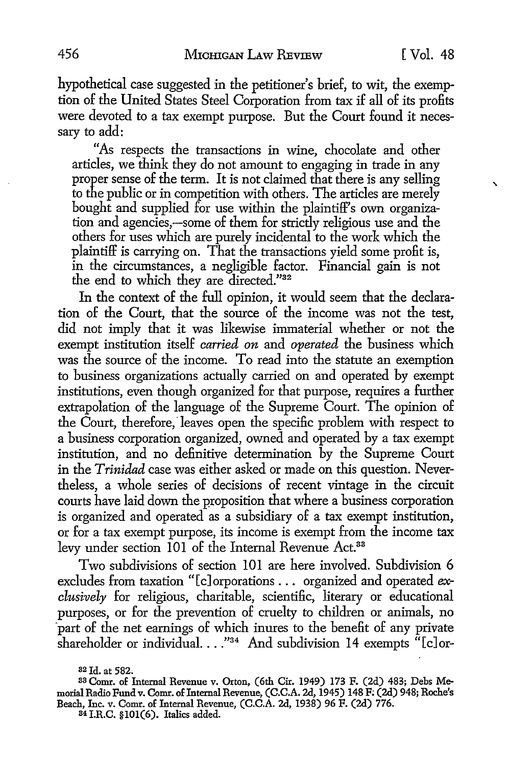hypothetical case suggested in the petitioner's brief, to wit, the exemption of the United States Steel Corporation from tax if all of its profits were devoted to a tax exempt purpose. But the Court found it necessary to add:

> "As respects the transactions in wine, chocolate and other articles, we think they do not amount to engaging in trade in any proper sense of the term. It is not claimed that there is any selling to the public or in competition with others. The articles are merely bought and supplied for use within the plaintiff's own organization and agencies,—some of them for strictly religious use and the others for uses which are purely incidental to the work which the plaintiff is carrying on. That the transactions yield some profit is, in the circumstances, a negligible factor. Financial gain is not the end to which they are directed."[32]

In the context of the full opinion, it would seem that the declaration of the Court, that the source of the income was not the test, did not imply that it was likewise immaterial whether or not the exempt institution itself *carried on* and *operated* the business which was the source of the income. To read into the statute an exemption to business organizations actually carried on and operated by exempt institutions, even though organized for that purpose, requires a further extrapolation of the language of the Supreme Court. The opinion of the Court, therefore, leaves open the specific problem with respect to a business corporation organized, owned and operated by a tax exempt institution, and no definitive determination by the Supreme Court in the *Trinidad* case was either asked or made on this question. Nevertheless, a whole series of decisions of recent vintage in the circuit courts have laid down the proposition that where a business corporation is organized and operated as a subsidiary of a tax exempt institution, or for a tax exempt purpose, its income is exempt from the income tax levy under section 101 of the Internal Revenue Act.[33]

Two subdivisions of section 101 are here involved. Subdivision 6 excludes from taxation "[c]orporations . . . organized and operated *exclusively* for religious, charitable, scientific, literary or educational purposes, or for the prevention of cruelty to children or animals, no part of the net earnings of which inures to the benefit of any private shareholder or individual. . . ."[34] And subdivision 14 exempts "[c]or-

---

[32] Id. at 582.

[33] Comr. of Internal Revenue v. Orton, (6th Cir. 1949) 173 F. (2d) 483; Debs Memorial Radio Fund v. Comr. of Internal Revenue, (C.C.A. 2d, 1945) 148 F. (2d) 948; Roche's Beach, Inc. v. Comr. of Internal Revenue, (C.C.A. 2d, 1938) 96 F. (2d) 776.

[34] I.R.C. §101(6). Italics added.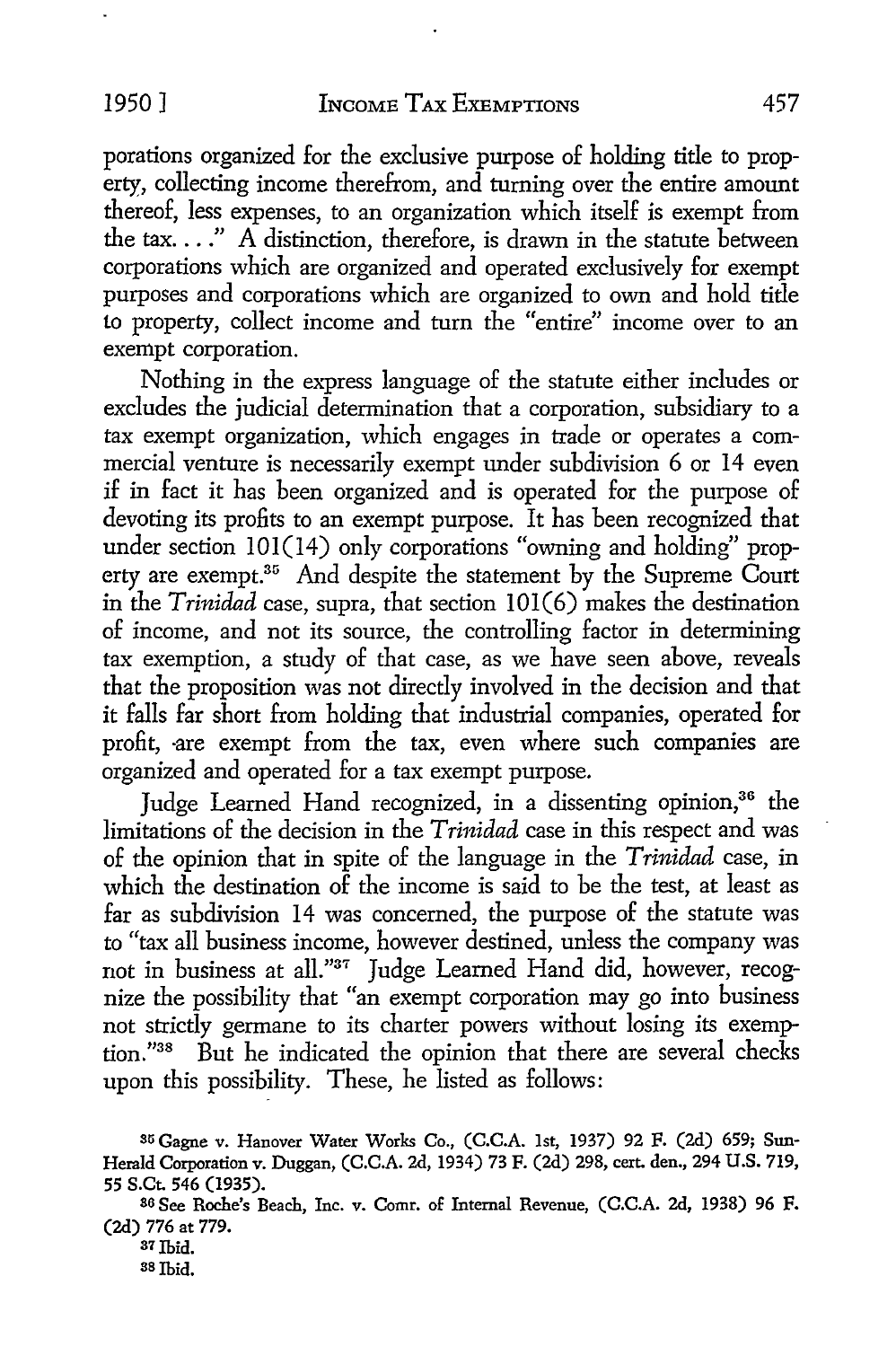porations organized for the exclusive purpose of holding title to property, collecting income therefrom, and turning over the entire amount thereof, less expenses, to an organization which itself is exempt from the tax. . . ." A distinction, therefore, is drawn in the statute between corporations which are organized and operated exclusively for exempt purposes and corporations which are organized to own and hold title to property, collect income and turn the "entire" income over to an exempt corporation.

Nothing in the express language of the statute either includes or excludes the judicial determination that a corporation, subsidiary to a tax exempt organization, which engages in trade or operates a commercial venture is necessarily exempt under subdivision 6 or 14 even if in fact it has been organized and is operated for the purpose of devoting its profits to an exempt purpose. It has been recognized that under section 101(14) only corporations "owning and holding" property are exempt.[35] And despite the statement by the Supreme Court in the *Trinidad* case, supra, that section 101(6) makes the destination of income, and not its source, the controlling factor in determining tax exemption, a study of that case, as we have seen above, reveals that the proposition was not directly involved in the decision and that it falls far short from holding that industrial companies, operated for profit, are exempt from the tax, even where such companies are organized and operated for a tax exempt purpose.

Judge Learned Hand recognized, in a dissenting opinion,[36] the limitations of the decision in the *Trinidad* case in this respect and was of the opinion that in spite of the language in the *Trinidad* case, in which the destination of the income is said to be the test, at least as far as subdivision 14 was concerned, the purpose of the statute was to "tax all business income, however destined, unless the company was not in business at all."[37] Judge Learned Hand did, however, recognize the possibility that "an exempt corporation may go into business not strictly germane to its charter powers without losing its exemption."[38] But he indicated the opinion that there are several checks upon this possibility. These, he listed as follows:

[35] Gagne v. Hanover Water Works Co., (C.C.A. 1st, 1937) 92 F. (2d) 659; Sun-Herald Corporation v. Duggan, (C.C.A. 2d, 1934) 73 F. (2d) 298, cert. den., 294 U.S. 719, 55 S.Ct. 546 (1935).

[36] See Roche's Beach, Inc. v. Comr. of Internal Revenue, (C.C.A. 2d, 1938) 96 F. (2d) 776 at 779.

[37] Ibid.

[38] Ibid.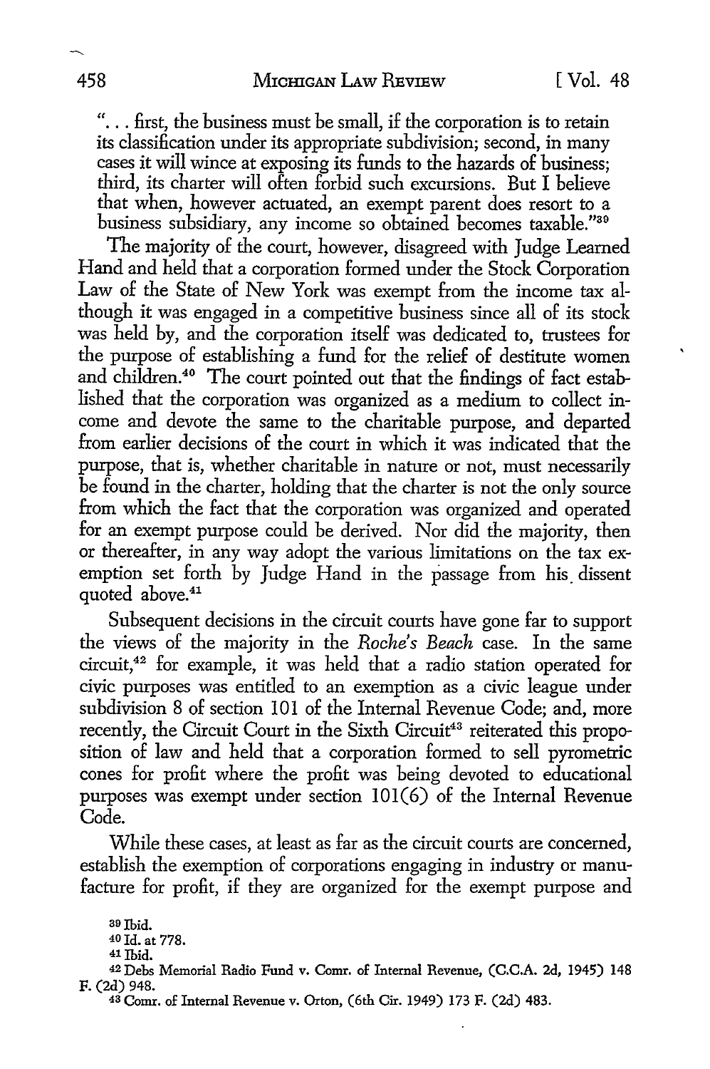"... first, the business must be small, if the corporation is to retain its classification under its appropriate subdivision; second, in many cases it will wince at exposing its funds to the hazards of business; third, its charter will often forbid such excursions. But I believe that when, however actuated, an exempt parent does resort to a business subsidiary, any income so obtained becomes taxable."[39]

The majority of the court, however, disagreed with Judge Learned Hand and held that a corporation formed under the Stock Corporation Law of the State of New York was exempt from the income tax although it was engaged in a competitive business since all of its stock was held by, and the corporation itself was dedicated to, trustees for the purpose of establishing a fund for the relief of destitute women and children.[40] The court pointed out that the findings of fact established that the corporation was organized as a medium to collect income and devote the same to the charitable purpose, and departed from earlier decisions of the court in which it was indicated that the purpose, that is, whether charitable in nature or not, must necessarily be found in the charter, holding that the charter is not the only source from which the fact that the corporation was organized and operated for an exempt purpose could be derived. Nor did the majority, then or thereafter, in any way adopt the various limitations on the tax exemption set forth by Judge Hand in the passage from his dissent quoted above.[41]

Subsequent decisions in the circuit courts have gone far to support the views of the majority in the *Roche's Beach* case. In the same circuit,[42] for example, it was held that a radio station operated for civic purposes was entitled to an exemption as a civic league under subdivision 8 of section 101 of the Internal Revenue Code; and, more recently, the Circuit Court in the Sixth Circuit[43] reiterated this proposition of law and held that a corporation formed to sell pyrometric cones for profit where the profit was being devoted to educational purposes was exempt under section 101(6) of the Internal Revenue Code.

While these cases, at least as far as the circuit courts are concerned, establish the exemption of corporations engaging in industry or manufacture for profit, if they are organized for the exempt purpose and

[39] Ibid.

[40] Id. at 778.

[41] Ibid.

[42] Debs Memorial Radio Fund v. Comr. of Internal Revenue, (C.C.A. 2d, 1945) 148 F. (2d) 948.

[43] Comr. of Internal Revenue v. Orton, (6th Cir. 1949) 173 F. (2d) 483.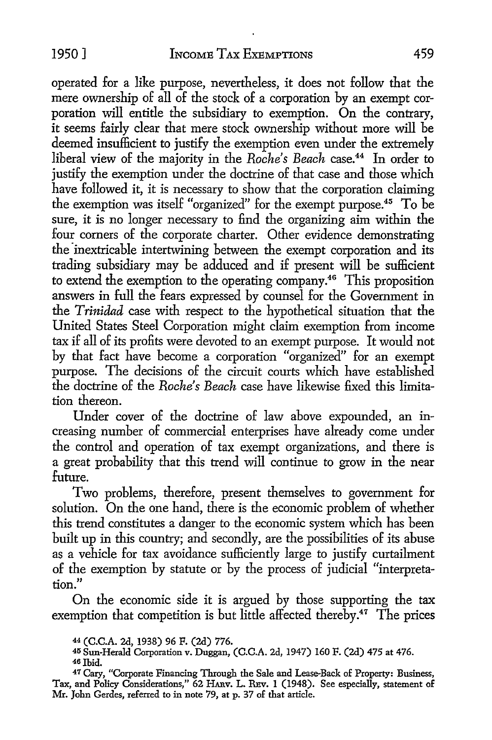operated for a like purpose, nevertheless, it does not follow that the mere ownership of all of the stock of a corporation by an exempt corporation will entitle the subsidiary to exemption. On the contrary, it seems fairly clear that mere stock ownership without more will be deemed insufficient to justify the exemption even under the extremely liberal view of the majority in the *Roche's Beach* case.[44] In order to justify the exemption under the doctrine of that case and those which have followed it, it is necessary to show that the corporation claiming the exemption was itself "organized" for the exempt purpose.[45] To be sure, it is no longer necessary to find the organizing aim within the four corners of the corporate charter. Other evidence demonstrating the inextricable intertwining between the exempt corporation and its trading subsidiary may be adduced and if present will be sufficient to extend the exemption to the operating company.[46] This proposition answers in full the fears expressed by counsel for the Government in the *Trinidad* case with respect to the hypothetical situation that the United States Steel Corporation might claim exemption from income tax if all of its profits were devoted to an exempt purpose. It would not by that fact have become a corporation "organized" for an exempt purpose. The decisions of the circuit courts which have established the doctrine of the *Roche's Beach* case have likewise fixed this limitation thereon.

Under cover of the doctrine of law above expounded, an increasing number of commercial enterprises have already come under the control and operation of tax exempt organizations, and there is a great probability that this trend will continue to grow in the near future.

Two problems, therefore, present themselves to government for solution. On the one hand, there is the economic problem of whether this trend constitutes a danger to the economic system which has been built up in this country; and secondly, are the possibilities of its abuse as a vehicle for tax avoidance sufficiently large to justify curtailment of the exemption by statute or by the process of judicial "interpretation."

On the economic side it is argued by those supporting the tax exemption that competition is but little affected thereby.[47] The prices

---

[44] (C.C.A. 2d, 1938) 96 F. (2d) 776.

[45] Sun-Herald Corporation v. Duggan, (C.C.A. 2d, 1947) 160 F. (2d) 475 at 476.

[46] Ibid.

[47] Cary, "Corporate Financing Through the Sale and Lease-Back of Property: Business, Tax, and Policy Considerations," 62 HARV. L. REV. 1 (1948). See especially, statement of Mr. John Gerdes, referred to in note 79, at p. 37 of that article.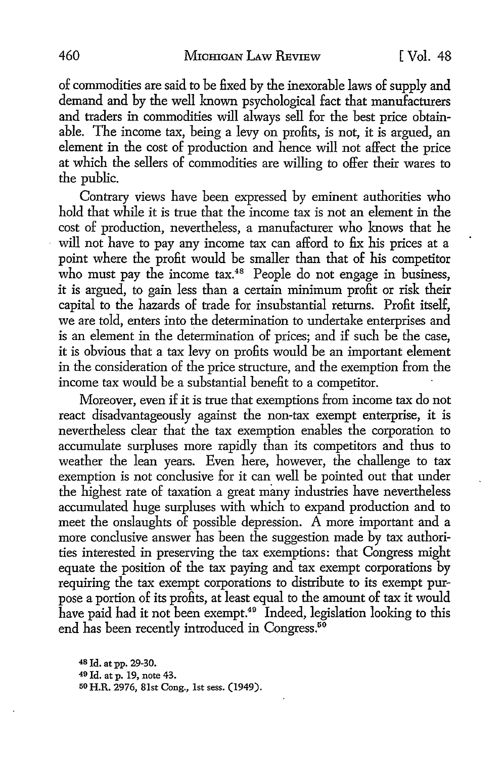of commodities are said to be fixed by the inexorable laws of supply and demand and by the well known psychological fact that manufacturers and traders in commodities will always sell for the best price obtainable. The income tax, being a levy on profits, is not, it is argued, an element in the cost of production and hence will not affect the price at which the sellers of commodities are willing to offer their wares to the public.

Contrary views have been expressed by eminent authorities who hold that while it is true that the income tax is not an element in the cost of production, nevertheless, a manufacturer who knows that he will not have to pay any income tax can afford to fix his prices at a point where the profit would be smaller than that of his competitor who must pay the income tax.[48] People do not engage in business, it is argued, to gain less than a certain minimum profit or risk their capital to the hazards of trade for insubstantial returns. Profit itself, we are told, enters into the determination to undertake enterprises and is an element in the determination of prices; and if such be the case, it is obvious that a tax levy on profits would be an important element in the consideration of the price structure, and the exemption from the income tax would be a substantial benefit to a competitor.

Moreover, even if it is true that exemptions from income tax do not react disadvantageously against the non-tax exempt enterprise, it is nevertheless clear that the tax exemption enables the corporation to accumulate surpluses more rapidly than its competitors and thus to weather the lean years. Even here, however, the challenge to tax exemption is not conclusive for it can well be pointed out that under the highest rate of taxation a great many industries have nevertheless accumulated huge surpluses with which to expand production and to meet the onslaughts of possible depression. A more important and a more conclusive answer has been the suggestion made by tax authorities interested in preserving the tax exemptions: that Congress might equate the position of the tax paying and tax exempt corporations by requiring the tax exempt corporations to distribute to its exempt purpose a portion of its profits, at least equal to the amount of tax it would have paid had it not been exempt.[49] Indeed, legislation looking to this end has been recently introduced in Congress.[50]

[48] Id. at pp. 29-30.

[49] Id. at p. 19, note 43.

[50] H.R. 2976, 81st Cong., 1st sess. (1949).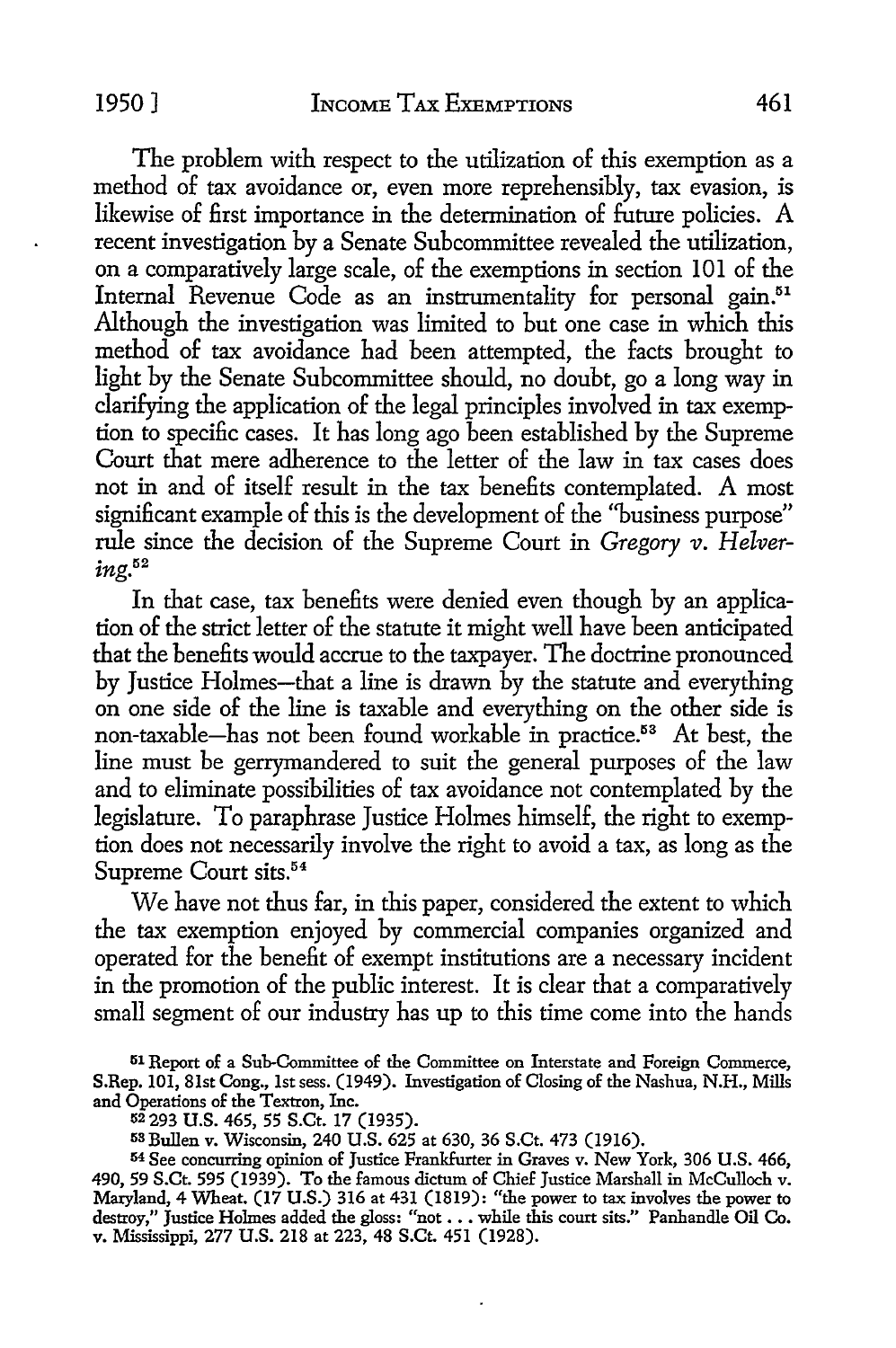The problem with respect to the utilization of this exemption as a method of tax avoidance or, even more reprehensibly, tax evasion, is likewise of first importance in the determination of future policies. A recent investigation by a Senate Subcommittee revealed the utilization, on a comparatively large scale, of the exemptions in section 101 of the Internal Revenue Code as an instrumentality for personal gain.[51] Although the investigation was limited to but one case in which this method of tax avoidance had been attempted, the facts brought to light by the Senate Subcommittee should, no doubt, go a long way in clarifying the application of the legal principles involved in tax exemption to specific cases. It has long ago been established by the Supreme Court that mere adherence to the letter of the law in tax cases does not in and of itself result in the tax benefits contemplated. A most significant example of this is the development of the "business purpose" rule since the decision of the Supreme Court in *Gregory v. Helvering*.[52]

In that case, tax benefits were denied even though by an application of the strict letter of the statute it might well have been anticipated that the benefits would accrue to the taxpayer. The doctrine pronounced by Justice Holmes—that a line is drawn by the statute and everything on one side of the line is taxable and everything on the other side is non-taxable—has not been found workable in practice.[53] At best, the line must be gerrymandered to suit the general purposes of the law and to eliminate possibilities of tax avoidance not contemplated by the legislature. To paraphrase Justice Holmes himself, the right to exemption does not necessarily involve the right to avoid a tax, as long as the Supreme Court sits.[54]

We have not thus far, in this paper, considered the extent to which the tax exemption enjoyed by commercial companies organized and operated for the benefit of exempt institutions are a necessary incident in the promotion of the public interest. It is clear that a comparatively small segment of our industry has up to this time come into the hands

---

[51] Report of a Sub-Committee of the Committee on Interstate and Foreign Commerce, S.Rep. 101, 81st Cong., 1st sess. (1949). Investigation of Closing of the Nashua, N.H., Mills and Operations of the Textron, Inc.

[52] 293 U.S. 465, 55 S.Ct. 17 (1935).

[53] Bullen v. Wisconsin, 240 U.S. 625 at 630, 36 S.Ct. 473 (1916).

[54] See concurring opinion of Justice Frankfurter in Graves v. New York, 306 U.S. 466, 490, 59 S.Ct. 595 (1939). To the famous dictum of Chief Justice Marshall in McCulloch v. Maryland, 4 Wheat. (17 U.S.) 316 at 431 (1819): "the power to tax involves the power to destroy," Justice Holmes added the gloss: "not . . . while this court sits." Panhandle Oil Co. v. Mississippi, 277 U.S. 218 at 223, 48 S.Ct. 451 (1928).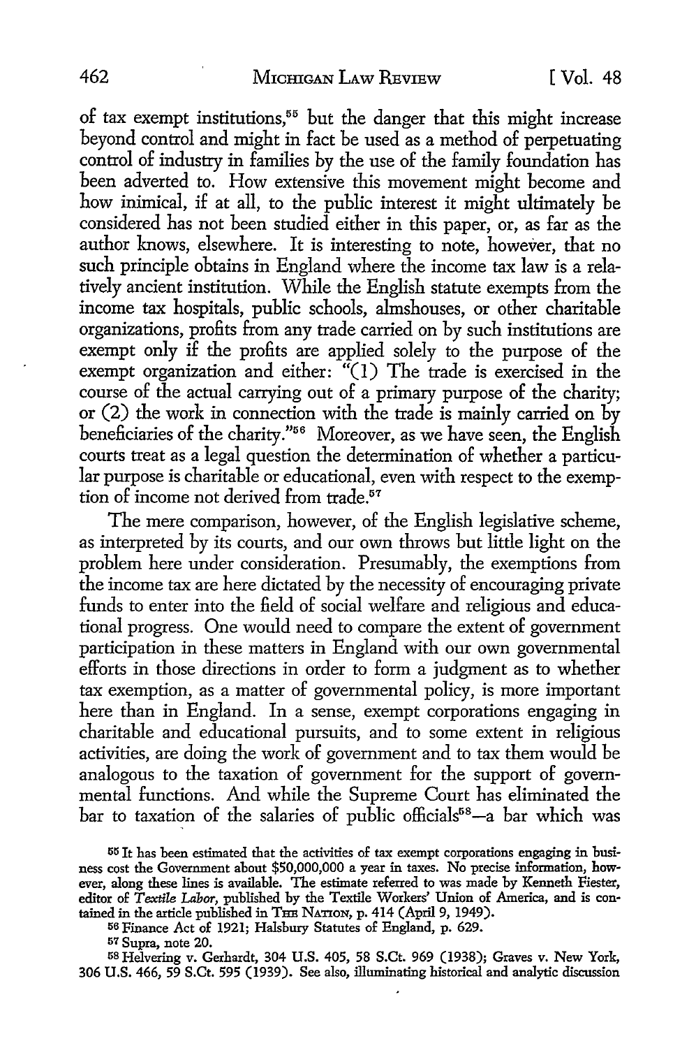of tax exempt institutions,[55] but the danger that this might increase beyond control and might in fact be used as a method of perpetuating control of industry in families by the use of the family foundation has been adverted to. How extensive this movement might become and how inimical, if at all, to the public interest it might ultimately be considered has not been studied either in this paper, or, as far as the author knows, elsewhere. It is interesting to note, however, that no such principle obtains in England where the income tax law is a relatively ancient institution. While the English statute exempts from the income tax hospitals, public schools, almshouses, or other charitable organizations, profits from any trade carried on by such institutions are exempt only if the profits are applied solely to the purpose of the exempt organization and either: "(1) The trade is exercised in the course of the actual carrying out of a primary purpose of the charity; or (2) the work in connection with the trade is mainly carried on by beneficiaries of the charity."[56] Moreover, as we have seen, the English courts treat as a legal question the determination of whether a particular purpose is charitable or educational, even with respect to the exemption of income not derived from trade.[57]

The mere comparison, however, of the English legislative scheme, as interpreted by its courts, and our own throws but little light on the problem here under consideration. Presumably, the exemptions from the income tax are here dictated by the necessity of encouraging private funds to enter into the field of social welfare and religious and educational progress. One would need to compare the extent of government participation in these matters in England with our own governmental efforts in those directions in order to form a judgment as to whether tax exemption, as a matter of governmental policy, is more important here than in England. In a sense, exempt corporations engaging in charitable and educational pursuits, and to some extent in religious activities, are doing the work of government and to tax them would be analogous to the taxation of government for the support of governmental functions. And while the Supreme Court has eliminated the bar to taxation of the salaries of public officials[58]—a bar which was

[55] It has been estimated that the activities of tax exempt corporations engaging in business cost the Government about $50,000,000 a year in taxes. No precise information, however, along these lines is available. The estimate referred to was made by Kenneth Fiester, editor of *Textile Labor*, published by the Textile Workers' Union of America, and is contained in the article published in THE NATION, p. 414 (April 9, 1949).

[56] Finance Act of 1921; Halsbury Statutes of England, p. 629.

[57] Supra, note 20.

[58] Helvering v. Gerhardt, 304 U.S. 405, 58 S.Ct. 969 (1938); Graves v. New York, 306 U.S. 466, 59 S.Ct. 595 (1939). See also, illuminating historical and analytic discussion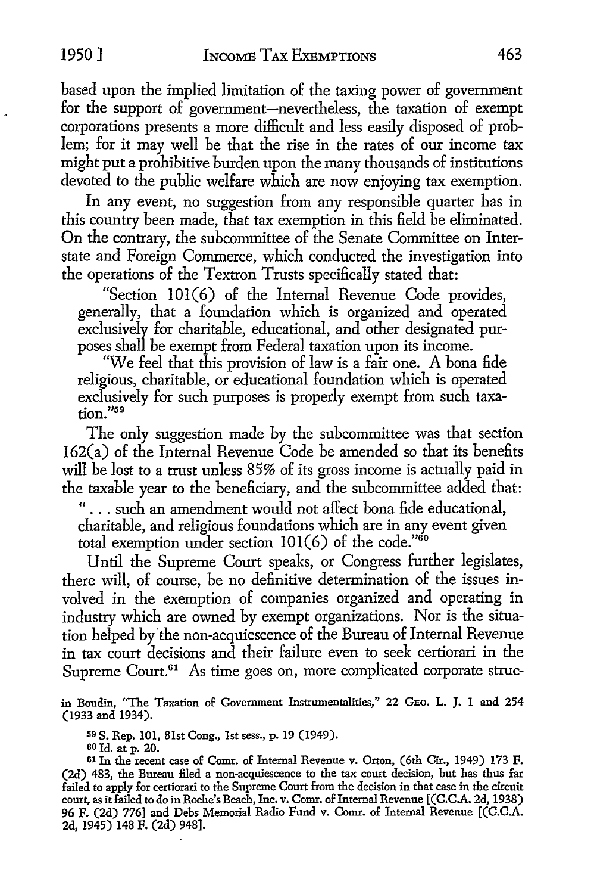based upon the implied limitation of the taxing power of government for the support of government—nevertheless, the taxation of exempt corporations presents a more difficult and less easily disposed of problem; for it may well be that the rise in the rates of our income tax might put a prohibitive burden upon the many thousands of institutions devoted to the public welfare which are now enjoying tax exemption.

In any event, no suggestion from any responsible quarter has in this country been made, that tax exemption in this field be eliminated. On the contrary, the subcommittee of the Senate Committee on Interstate and Foreign Commerce, which conducted the investigation into the operations of the Textron Trusts specifically stated that:

> "Section 101(6) of the Internal Revenue Code provides, generally, that a foundation which is organized and operated exclusively for charitable, educational, and other designated purposes shall be exempt from Federal taxation upon its income.
>
> "We feel that this provision of law is a fair one. A bona fide religious, charitable, or educational foundation which is operated exclusively for such purposes is properly exempt from such taxation."[59]

The only suggestion made by the subcommittee was that section 162(a) of the Internal Revenue Code be amended so that its benefits will be lost to a trust unless 85% of its gross income is actually paid in the taxable year to the beneficiary, and the subcommittee added that:

> ". . . such an amendment would not affect bona fide educational, charitable, and religious foundations which are in any event given total exemption under section 101(6) of the code."[60]

Until the Supreme Court speaks, or Congress further legislates, there will, of course, be no definitive determination of the issues involved in the exemption of companies organized and operating in industry which are owned by exempt organizations. Nor is the situation helped by the non-acquiescence of the Bureau of Internal Revenue in tax court decisions and their failure even to seek certiorari in the Supreme Court.[61] As time goes on, more complicated corporate struc-

---

in Boudin, "The Taxation of Government Instrumentalities," 22 Geo. L. J. 1 and 254 (1933 and 1934).

[59] S. Rep. 101, 81st Cong., 1st sess., p. 19 (1949).

[60] Id. at p. 20.

[61] In the recent case of Comr. of Internal Revenue v. Orton, (6th Cir., 1949) 173 F. (2d) 483, the Bureau filed a non-acquiescence to the tax court decision, but has thus far failed to apply for certiorari to the Supreme Court from the decision in that case in the circuit court, as it failed to do in Roche's Beach, Inc. v. Comr. of Internal Revenue [(C.C.A. 2d, 1938) 96 F. (2d) 776] and Debs Memorial Radio Fund v. Comr. of Internal Revenue [(C.C.A. 2d, 1945) 148 F. (2d) 948].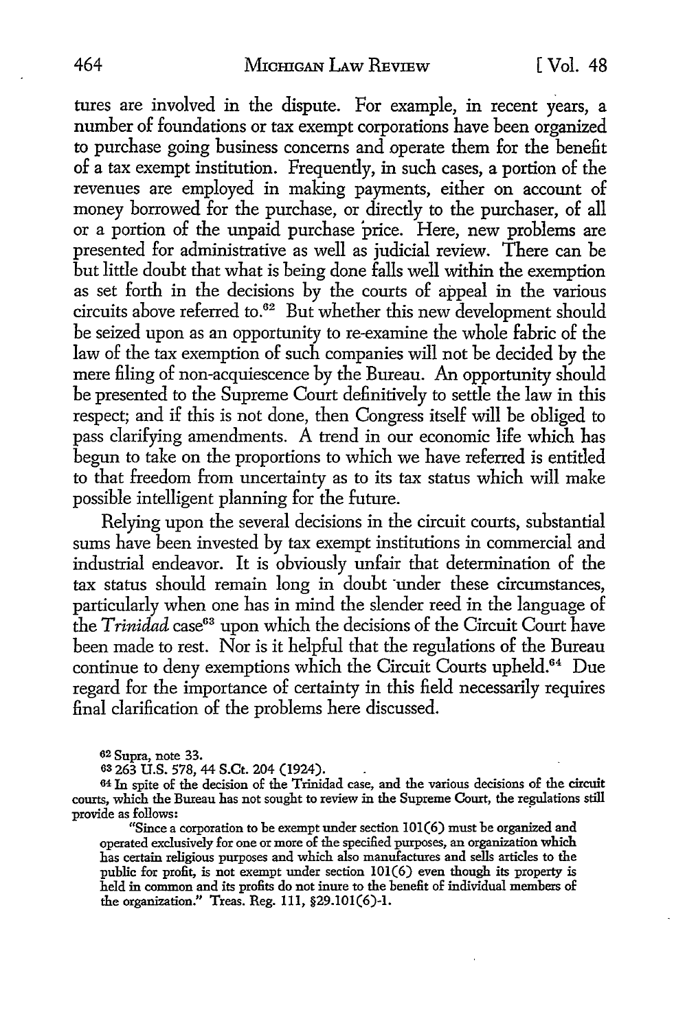tures are involved in the dispute. For example, in recent years, a number of foundations or tax exempt corporations have been organized to purchase going business concerns and operate them for the benefit of a tax exempt institution. Frequently, in such cases, a portion of the revenues are employed in making payments, either on account of money borrowed for the purchase, or directly to the purchaser, of all or a portion of the unpaid purchase price. Here, new problems are presented for administrative as well as judicial review. There can be but little doubt that what is being done falls well within the exemption as set forth in the decisions by the courts of appeal in the various circuits above referred to.[62] But whether this new development should be seized upon as an opportunity to re-examine the whole fabric of the law of the tax exemption of such companies will not be decided by the mere filing of non-acquiescence by the Bureau. An opportunity should be presented to the Supreme Court definitively to settle the law in this respect; and if this is not done, then Congress itself will be obliged to pass clarifying amendments. A trend in our economic life which has begun to take on the proportions to which we have referred is entitled to that freedom from uncertainty as to its tax status which will make possible intelligent planning for the future.

Relying upon the several decisions in the circuit courts, substantial sums have been invested by tax exempt institutions in commercial and industrial endeavor. It is obviously unfair that determination of the tax status should remain long in doubt under these circumstances, particularly when one has in mind the slender reed in the language of the *Trinidad* case[63] upon which the decisions of the Circuit Court have been made to rest. Nor is it helpful that the regulations of the Bureau continue to deny exemptions which the Circuit Courts upheld.[64] Due regard for the importance of certainty in this field necessarily requires final clarification of the problems here discussed.

[62] Supra, note 33.

[63] 263 U.S. 578, 44 S.Ct. 204 (1924).

[64] In spite of the decision of the Trinidad case, and the various decisions of the circuit courts, which the Bureau has not sought to review in the Supreme Court, the regulations still provide as follows:

> "Since a corporation to be exempt under section 101(6) must be organized and operated exclusively for one or more of the specified purposes, an organization which has certain religious purposes and which also manufactures and sells articles to the public for profit, is not exempt under section 101(6) even though its property is held in common and its profits do not inure to the benefit of individual members of the organization." Treas. Reg. 111, §29.101(6)-1.